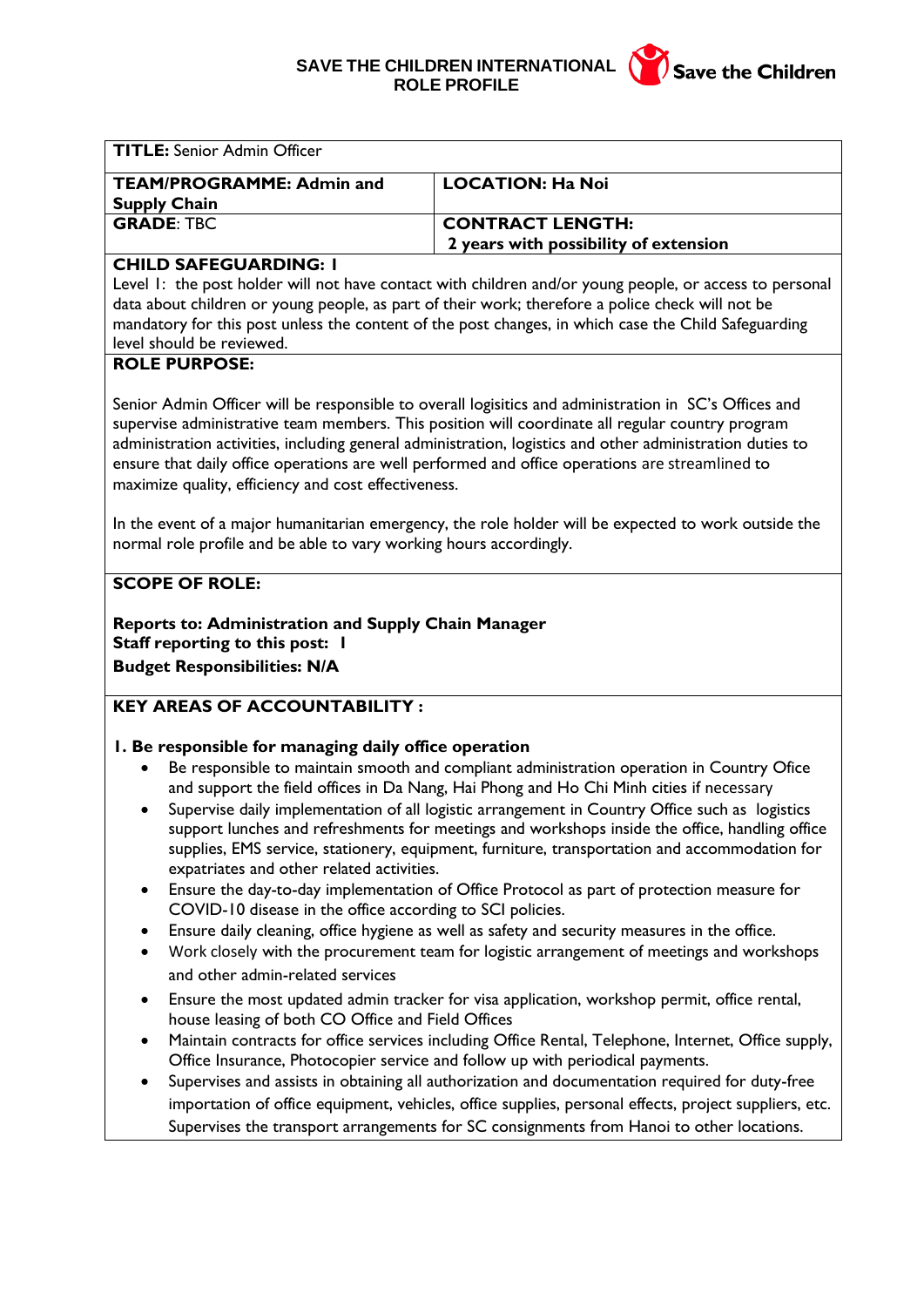**SAVE THE CHILDREN INTERNATIONAL**
**ROLE PROFILE**

Save the Children

| **TITLE:** Senior Admin Officer | |
|---|---|
| **TEAM/PROGRAMME: Admin and Supply Chain** | **LOCATION: Ha Noi** |
| **GRADE**: TBC | **CONTRACT LENGTH:** **2 years with possibility of extension** |

**CHILD SAFEGUARDING: I**

Level I: the post holder will not have contact with children and/or young people, or access to personal data about children or young people, as part of their work; therefore a police check will not be mandatory for this post unless the content of the post changes, in which case the Child Safeguarding level should be reviewed.

**ROLE PURPOSE:**

Senior Admin Officer will be responsible to overall logisitics and administration in SC's Offices and supervise administrative team members. This position will coordinate all regular country program administration activities, including general administration, logistics and other administration duties to ensure that daily office operations are well performed and office operations are streamlined to maximize quality, efficiency and cost effectiveness.

In the event of a major humanitarian emergency, the role holder will be expected to work outside the normal role profile and be able to vary working hours accordingly.

**SCOPE OF ROLE:**

**Reports to: Administration and Supply Chain Manager**
**Staff reporting to this post: I**
**Budget Responsibilities: N/A**

**KEY AREAS OF ACCOUNTABILITY :**

**I. Be responsible for managing daily office operation**

- Be responsible to maintain smooth and compliant administration operation in Country Ofice and support the field offices in Da Nang, Hai Phong and Ho Chi Minh cities if necessary
- Supervise daily implementation of all logistic arrangement in Country Office such as logistics support lunches and refreshments for meetings and workshops inside the office, handling office supplies, EMS service, stationery, equipment, furniture, transportation and accommodation for expatriates and other related activities.
- Ensure the day-to-day implementation of Office Protocol as part of protection measure for COVID-10 disease in the office according to SCI policies.
- Ensure daily cleaning, office hygiene as well as safety and security measures in the office.
- Work closely with the procurement team for logistic arrangement of meetings and workshops and other admin-related services
- Ensure the most updated admin tracker for visa application, workshop permit, office rental, house leasing of both CO Office and Field Offices
- Maintain contracts for office services including Office Rental, Telephone, Internet, Office supply, Office Insurance, Photocopier service and follow up with periodical payments.
- Supervises and assists in obtaining all authorization and documentation required for duty-free importation of office equipment, vehicles, office supplies, personal effects, project suppliers, etc. Supervises the transport arrangements for SC consignments from Hanoi to other locations.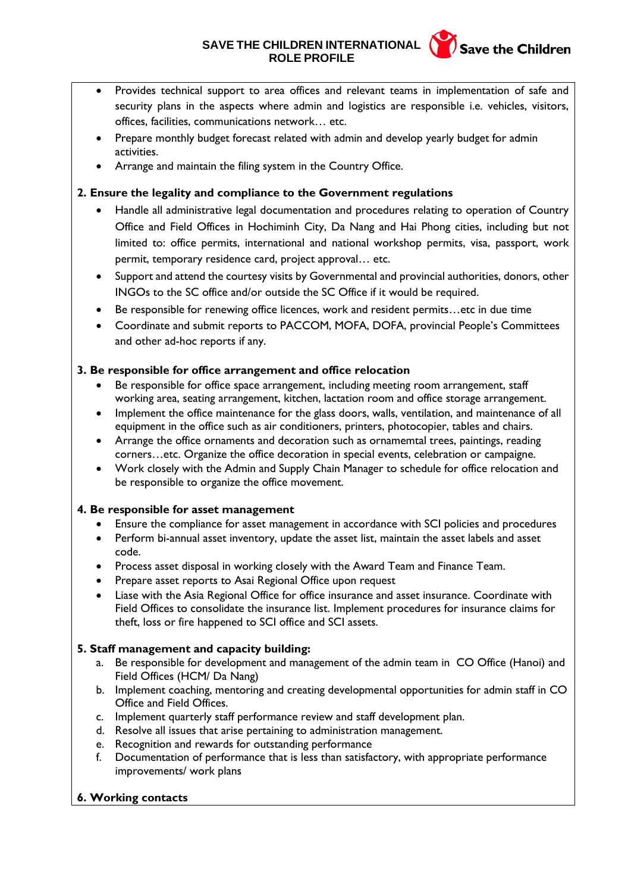- Provides technical support to area offices and relevant teams in implementation of safe and security plans in the aspects where admin and logistics are responsible i.e. vehicles, visitors, offices, facilities, communications network… etc.
- Prepare monthly budget forecast related with admin and develop yearly budget for admin activities.
- Arrange and maintain the filing system in the Country Office.

**2. Ensure the legality and compliance to the Government regulations**

- Handle all administrative legal documentation and procedures relating to operation of Country Office and Field Offices in Hochiminh City, Da Nang and Hai Phong cities, including but not limited to: office permits, international and national workshop permits, visa, passport, work permit, temporary residence card, project approval… etc.
- Support and attend the courtesy visits by Governmental and provincial authorities, donors, other INGOs to the SC office and/or outside the SC Office if it would be required.
- Be responsible for renewing office licences, work and resident permits…etc in due time
- Coordinate and submit reports to PACCOM, MOFA, DOFA, provincial People's Committees and other ad-hoc reports if any.

**3. Be responsible for office arrangement and office relocation**

- Be responsible for office space arrangement, including meeting room arrangement, staff working area, seating arrangement, kitchen, lactation room and office storage arrangement.
- Implement the office maintenance for the glass doors, walls, ventilation, and maintenance of all equipment in the office such as air conditioners, printers, photocopier, tables and chairs.
- Arrange the office ornaments and decoration such as ornamemtal trees, paintings, reading corners…etc. Organize the office decoration in special events, celebration or campaigne.
- Work closely with the Admin and Supply Chain Manager to schedule for office relocation and be responsible to organize the office movement.

**4. Be responsible for asset management**

- Ensure the compliance for asset management in accordance with SCI policies and procedures
- Perform bi-annual asset inventory, update the asset list, maintain the asset labels and asset code.
- Process asset disposal in working closely with the Award Team and Finance Team.
- Prepare asset reports to Asai Regional Office upon request
- Liase with the Asia Regional Office for office insurance and asset insurance. Coordinate with Field Offices to consolidate the insurance list. Implement procedures for insurance claims for theft, loss or fire happened to SCI office and SCI assets.

**5. Staff management and capacity building:**

a. Be responsible for development and management of the admin team in CO Office (Hanoi) and Field Offices (HCM/ Da Nang)
b. Implement coaching, mentoring and creating developmental opportunities for admin staff in CO Office and Field Offices.
c. Implement quarterly staff performance review and staff development plan.
d. Resolve all issues that arise pertaining to administration management.
e. Recognition and rewards for outstanding performance
f. Documentation of performance that is less than satisfactory, with appropriate performance improvements/ work plans

**6. Working contacts**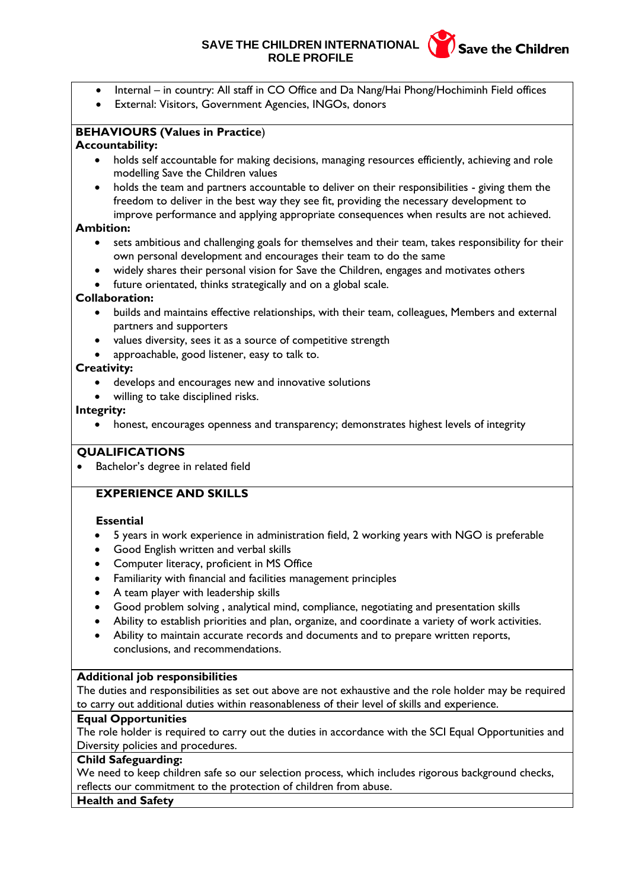- Internal – in country: All staff in CO Office and Da Nang/Hai Phong/Hochiminh Field offices
- External: Visitors, Government Agencies, INGOs, donors

**BEHAVIOURS (Values in Practice)**

**Accountability:**

- holds self accountable for making decisions, managing resources efficiently, achieving and role modelling Save the Children values
- holds the team and partners accountable to deliver on their responsibilities - giving them the freedom to deliver in the best way they see fit, providing the necessary development to improve performance and applying appropriate consequences when results are not achieved.

**Ambition:**

- sets ambitious and challenging goals for themselves and their team, takes responsibility for their own personal development and encourages their team to do the same
- widely shares their personal vision for Save the Children, engages and motivates others
- future orientated, thinks strategically and on a global scale.

**Collaboration:**

- builds and maintains effective relationships, with their team, colleagues, Members and external partners and supporters
- values diversity, sees it as a source of competitive strength
- approachable, good listener, easy to talk to.

**Creativity:**

- develops and encourages new and innovative solutions
- willing to take disciplined risks.

**Integrity:**

- honest, encourages openness and transparency; demonstrates highest levels of integrity

**QUALIFICATIONS**

- Bachelor's degree in related field

**EXPERIENCE AND SKILLS**

**Essential**

- 5 years in work experience in administration field, 2 working years with NGO is preferable
- Good English written and verbal skills
- Computer literacy, proficient in MS Office
- Familiarity with financial and facilities management principles
- A team player with leadership skills
- Good problem solving , analytical mind, compliance, negotiating and presentation skills
- Ability to establish priorities and plan, organize, and coordinate a variety of work activities.
- Ability to maintain accurate records and documents and to prepare written reports, conclusions, and recommendations.

**Additional job responsibilities**

The duties and responsibilities as set out above are not exhaustive and the role holder may be required to carry out additional duties within reasonableness of their level of skills and experience.

**Equal Opportunities**

The role holder is required to carry out the duties in accordance with the SCI Equal Opportunities and Diversity policies and procedures.

**Child Safeguarding:**

We need to keep children safe so our selection process, which includes rigorous background checks, reflects our commitment to the protection of children from abuse.

**Health and Safety**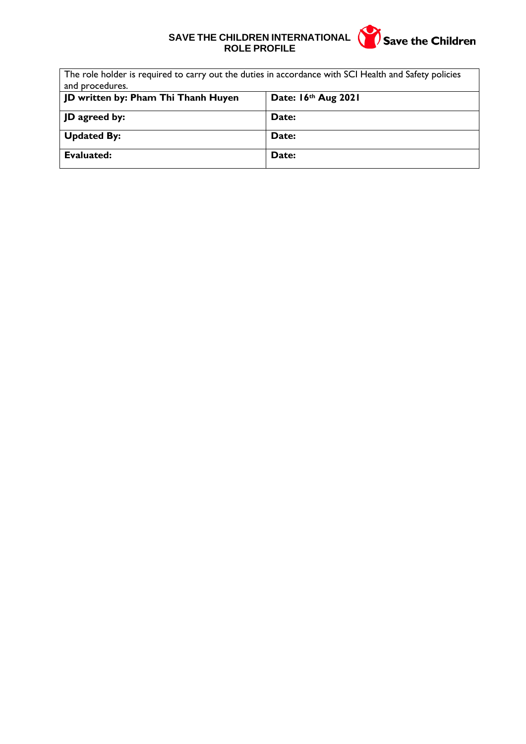| | |
|---|---|
| The role holder is required to carry out the duties in accordance with SCI Health and Safety policies and procedures. | |
| **JD written by: Pham Thi Thanh Huyen** | **Date: 16th Aug 2021** |
| **JD agreed by:** | **Date:** |
| **Updated By:** | **Date:** |
| **Evaluated:** | **Date:** |